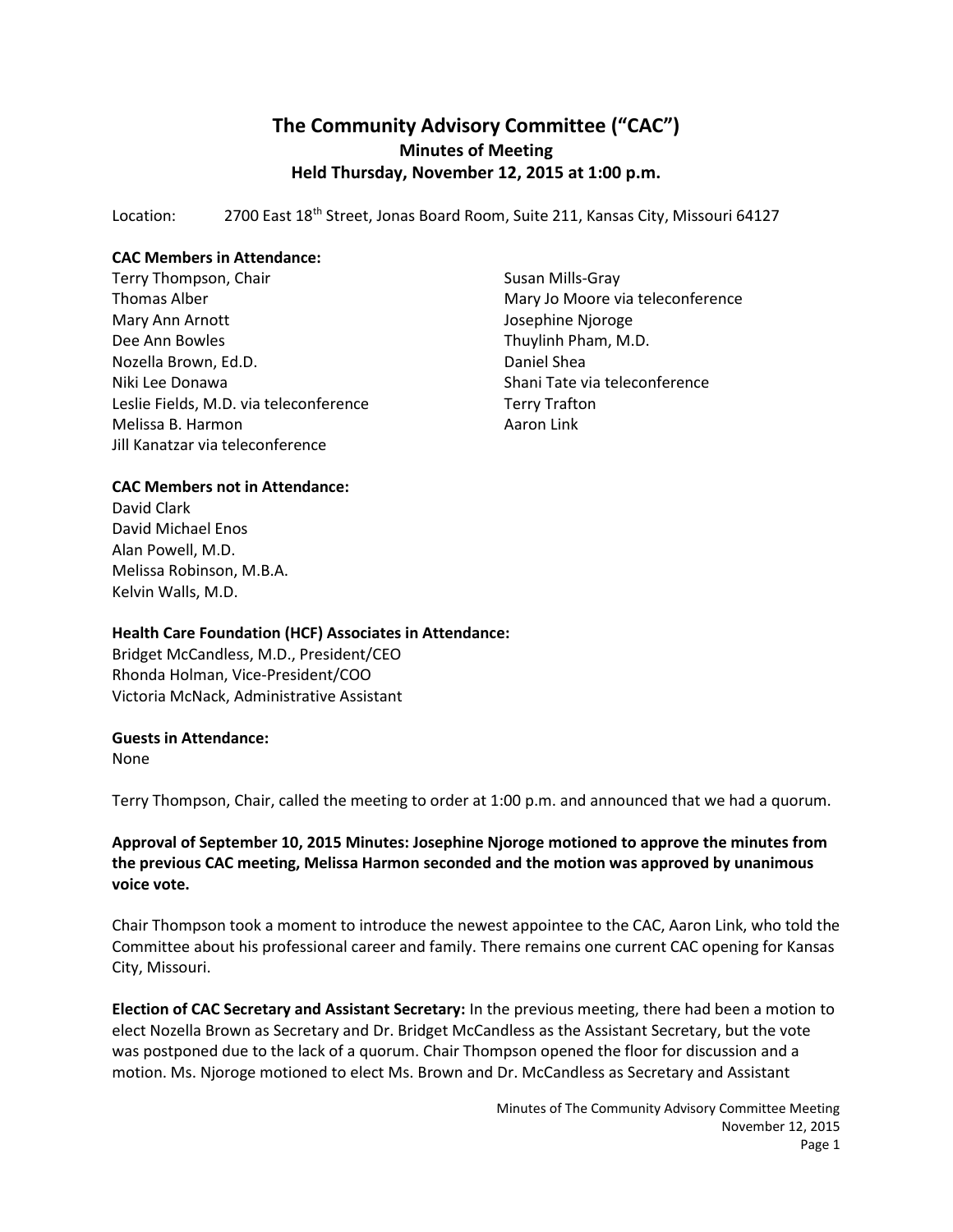# The Community Advisory Committee ("CAC")
## Minutes of Meeting
## Held Thursday, November 12, 2015 at 1:00 p.m.

Location: 2700 East 18th Street, Jonas Board Room, Suite 211, Kansas City, Missouri 64127

**CAC Members in Attendance:**

Terry Thompson, Chair
Thomas Alber
Mary Ann Arnott
Dee Ann Bowles
Nozella Brown, Ed.D.
Niki Lee Donawa
Leslie Fields, M.D. via teleconference
Melissa B. Harmon
Jill Kanatzar via teleconference
Susan Mills-Gray
Mary Jo Moore via teleconference
Josephine Njoroge
Thuylinh Pham, M.D.
Daniel Shea
Shani Tate via teleconference
Terry Trafton
Aaron Link

**CAC Members not in Attendance:**

David Clark
David Michael Enos
Alan Powell, M.D.
Melissa Robinson, M.B.A.
Kelvin Walls, M.D.

**Health Care Foundation (HCF) Associates in Attendance:**

Bridget McCandless, M.D., President/CEO
Rhonda Holman, Vice-President/COO
Victoria McNack, Administrative Assistant

**Guests in Attendance:**

None

Terry Thompson, Chair, called the meeting to order at 1:00 p.m. and announced that we had a quorum.

**Approval of September 10, 2015 Minutes: Josephine Njoroge motioned to approve the minutes from the previous CAC meeting, Melissa Harmon seconded and the motion was approved by unanimous voice vote.**

Chair Thompson took a moment to introduce the newest appointee to the CAC, Aaron Link, who told the Committee about his professional career and family. There remains one current CAC opening for Kansas City, Missouri.

**Election of CAC Secretary and Assistant Secretary:** In the previous meeting, there had been a motion to elect Nozella Brown as Secretary and Dr. Bridget McCandless as the Assistant Secretary, but the vote was postponed due to the lack of a quorum. Chair Thompson opened the floor for discussion and a motion. Ms. Njoroge motioned to elect Ms. Brown and Dr. McCandless as Secretary and Assistant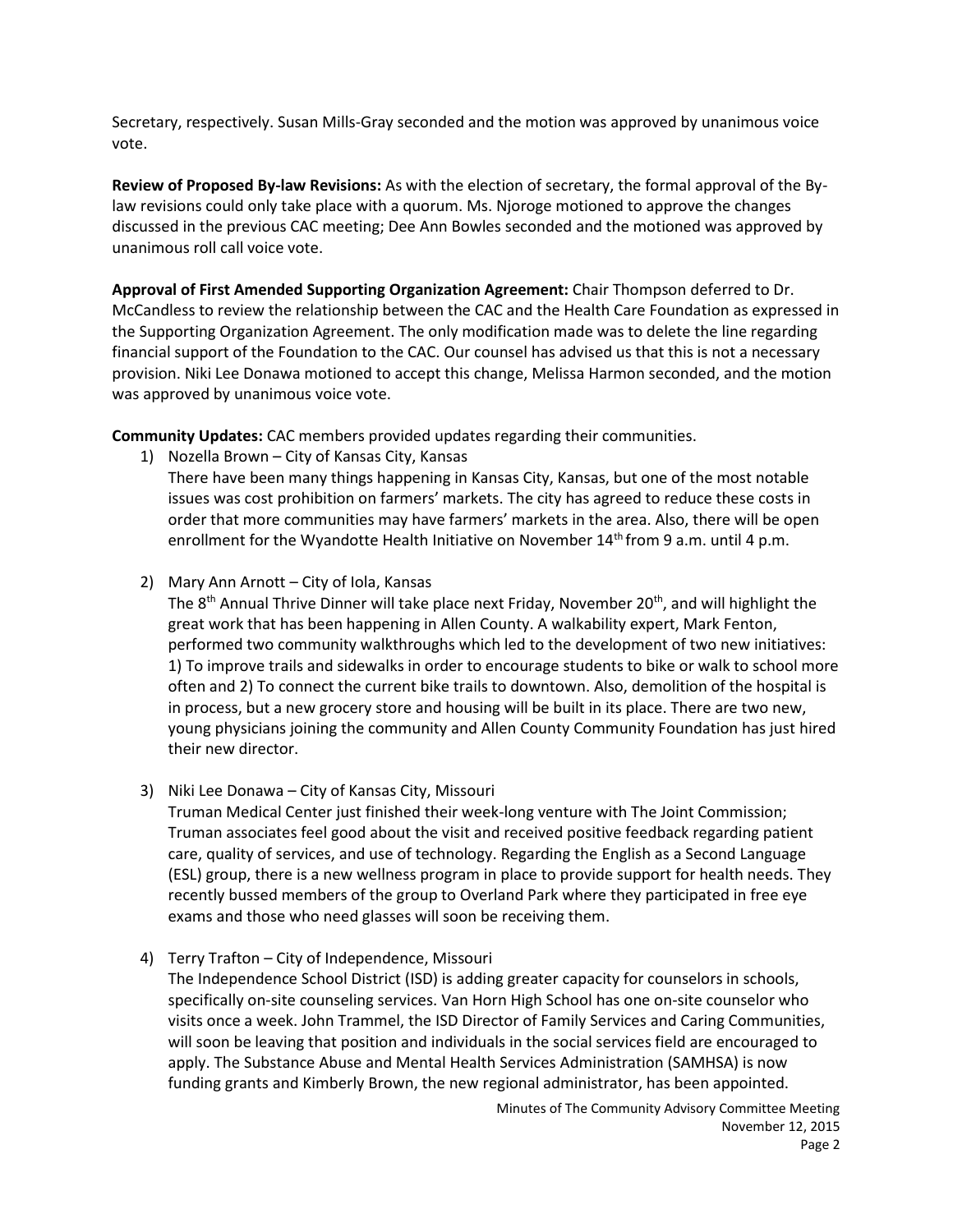Secretary, respectively. Susan Mills-Gray seconded and the motion was approved by unanimous voice vote.

**Review of Proposed By-law Revisions:** As with the election of secretary, the formal approval of the By-law revisions could only take place with a quorum. Ms. Njoroge motioned to approve the changes discussed in the previous CAC meeting; Dee Ann Bowles seconded and the motioned was approved by unanimous roll call voice vote.

**Approval of First Amended Supporting Organization Agreement:** Chair Thompson deferred to Dr. McCandless to review the relationship between the CAC and the Health Care Foundation as expressed in the Supporting Organization Agreement. The only modification made was to delete the line regarding financial support of the Foundation to the CAC. Our counsel has advised us that this is not a necessary provision. Niki Lee Donawa motioned to accept this change, Melissa Harmon seconded, and the motion was approved by unanimous voice vote.

**Community Updates:** CAC members provided updates regarding their communities.

1) Nozella Brown – City of Kansas City, Kansas
   There have been many things happening in Kansas City, Kansas, but one of the most notable issues was cost prohibition on farmers' markets. The city has agreed to reduce these costs in order that more communities may have farmers' markets in the area. Also, there will be open enrollment for the Wyandotte Health Initiative on November 14th from 9 a.m. until 4 p.m.

2) Mary Ann Arnott – City of Iola, Kansas
   The 8th Annual Thrive Dinner will take place next Friday, November 20th, and will highlight the great work that has been happening in Allen County. A walkability expert, Mark Fenton, performed two community walkthroughs which led to the development of two new initiatives: 1) To improve trails and sidewalks in order to encourage students to bike or walk to school more often and 2) To connect the current bike trails to downtown. Also, demolition of the hospital is in process, but a new grocery store and housing will be built in its place. There are two new, young physicians joining the community and Allen County Community Foundation has just hired their new director.

3) Niki Lee Donawa – City of Kansas City, Missouri
   Truman Medical Center just finished their week-long venture with The Joint Commission; Truman associates feel good about the visit and received positive feedback regarding patient care, quality of services, and use of technology. Regarding the English as a Second Language (ESL) group, there is a new wellness program in place to provide support for health needs. They recently bussed members of the group to Overland Park where they participated in free eye exams and those who need glasses will soon be receiving them.

4) Terry Trafton – City of Independence, Missouri
   The Independence School District (ISD) is adding greater capacity for counselors in schools, specifically on-site counseling services. Van Horn High School has one on-site counselor who visits once a week. John Trammel, the ISD Director of Family Services and Caring Communities, will soon be leaving that position and individuals in the social services field are encouraged to apply. The Substance Abuse and Mental Health Services Administration (SAMHSA) is now funding grants and Kimberly Brown, the new regional administrator, has been appointed.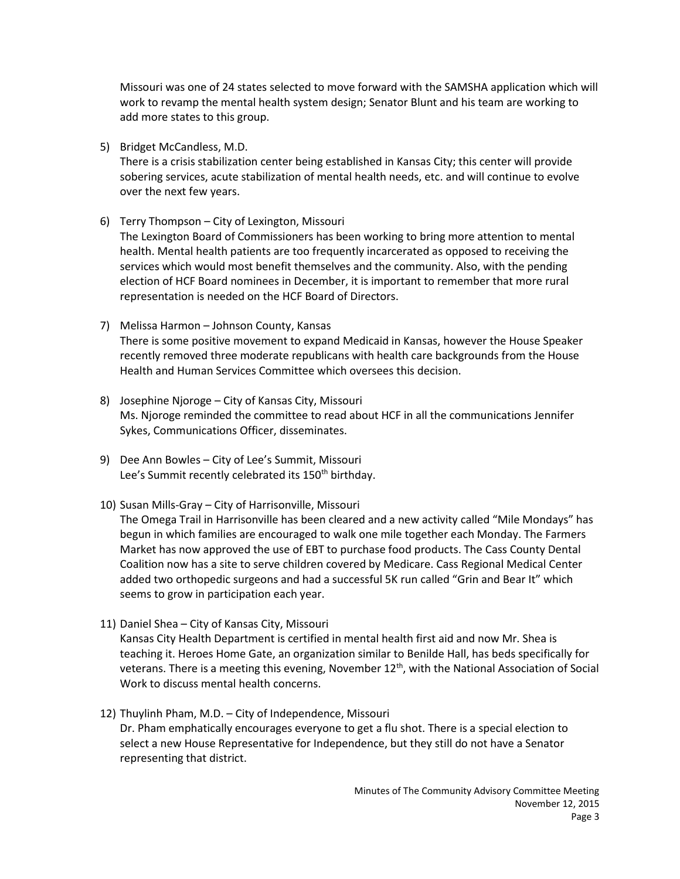Missouri was one of 24 states selected to move forward with the SAMSHA application which will work to revamp the mental health system design; Senator Blunt and his team are working to add more states to this group.

5) Bridget McCandless, M.D.
   There is a crisis stabilization center being established in Kansas City; this center will provide sobering services, acute stabilization of mental health needs, etc. and will continue to evolve over the next few years.

6) Terry Thompson – City of Lexington, Missouri
   The Lexington Board of Commissioners has been working to bring more attention to mental health. Mental health patients are too frequently incarcerated as opposed to receiving the services which would most benefit themselves and the community. Also, with the pending election of HCF Board nominees in December, it is important to remember that more rural representation is needed on the HCF Board of Directors.

7) Melissa Harmon – Johnson County, Kansas
   There is some positive movement to expand Medicaid in Kansas, however the House Speaker recently removed three moderate republicans with health care backgrounds from the House Health and Human Services Committee which oversees this decision.

8) Josephine Njoroge – City of Kansas City, Missouri
   Ms. Njoroge reminded the committee to read about HCF in all the communications Jennifer Sykes, Communications Officer, disseminates.

9) Dee Ann Bowles – City of Lee's Summit, Missouri
   Lee's Summit recently celebrated its 150th birthday.

10) Susan Mills-Gray – City of Harrisonville, Missouri
    The Omega Trail in Harrisonville has been cleared and a new activity called "Mile Mondays" has begun in which families are encouraged to walk one mile together each Monday. The Farmers Market has now approved the use of EBT to purchase food products. The Cass County Dental Coalition now has a site to serve children covered by Medicare. Cass Regional Medical Center added two orthopedic surgeons and had a successful 5K run called "Grin and Bear It" which seems to grow in participation each year.

11) Daniel Shea – City of Kansas City, Missouri
    Kansas City Health Department is certified in mental health first aid and now Mr. Shea is teaching it. Heroes Home Gate, an organization similar to Benilde Hall, has beds specifically for veterans. There is a meeting this evening, November 12th, with the National Association of Social Work to discuss mental health concerns.

12) Thuylinh Pham, M.D. – City of Independence, Missouri
    Dr. Pham emphatically encourages everyone to get a flu shot. There is a special election to select a new House Representative for Independence, but they still do not have a Senator representing that district.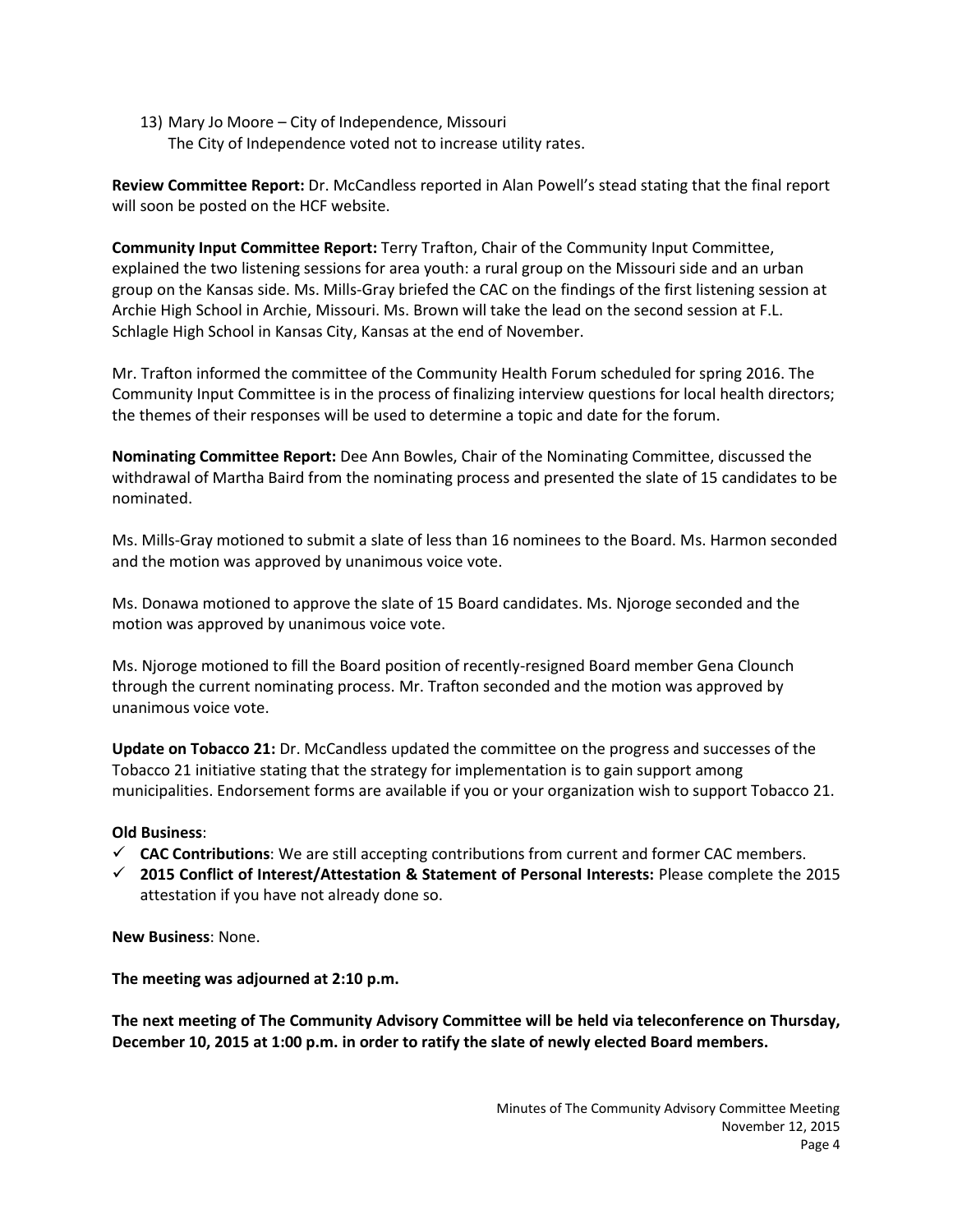13) Mary Jo Moore – City of Independence, Missouri
    The City of Independence voted not to increase utility rates.

**Review Committee Report:** Dr. McCandless reported in Alan Powell's stead stating that the final report will soon be posted on the HCF website.

**Community Input Committee Report:** Terry Trafton, Chair of the Community Input Committee, explained the two listening sessions for area youth: a rural group on the Missouri side and an urban group on the Kansas side. Ms. Mills-Gray briefed the CAC on the findings of the first listening session at Archie High School in Archie, Missouri. Ms. Brown will take the lead on the second session at F.L. Schlagle High School in Kansas City, Kansas at the end of November.

Mr. Trafton informed the committee of the Community Health Forum scheduled for spring 2016. The Community Input Committee is in the process of finalizing interview questions for local health directors; the themes of their responses will be used to determine a topic and date for the forum.

**Nominating Committee Report:** Dee Ann Bowles, Chair of the Nominating Committee, discussed the withdrawal of Martha Baird from the nominating process and presented the slate of 15 candidates to be nominated.

Ms. Mills-Gray motioned to submit a slate of less than 16 nominees to the Board. Ms. Harmon seconded and the motion was approved by unanimous voice vote.

Ms. Donawa motioned to approve the slate of 15 Board candidates. Ms. Njoroge seconded and the motion was approved by unanimous voice vote.

Ms. Njoroge motioned to fill the Board position of recently-resigned Board member Gena Clounch through the current nominating process. Mr. Trafton seconded and the motion was approved by unanimous voice vote.

**Update on Tobacco 21:** Dr. McCandless updated the committee on the progress and successes of the Tobacco 21 initiative stating that the strategy for implementation is to gain support among municipalities. Endorsement forms are available if you or your organization wish to support Tobacco 21.

**Old Business**:

- ✓ **CAC Contributions**: We are still accepting contributions from current and former CAC members.
- ✓ **2015 Conflict of Interest/Attestation & Statement of Personal Interests:** Please complete the 2015 attestation if you have not already done so.

**New Business**: None.

**The meeting was adjourned at 2:10 p.m.**

**The next meeting of The Community Advisory Committee will be held via teleconference on Thursday, December 10, 2015 at 1:00 p.m. in order to ratify the slate of newly elected Board members.**